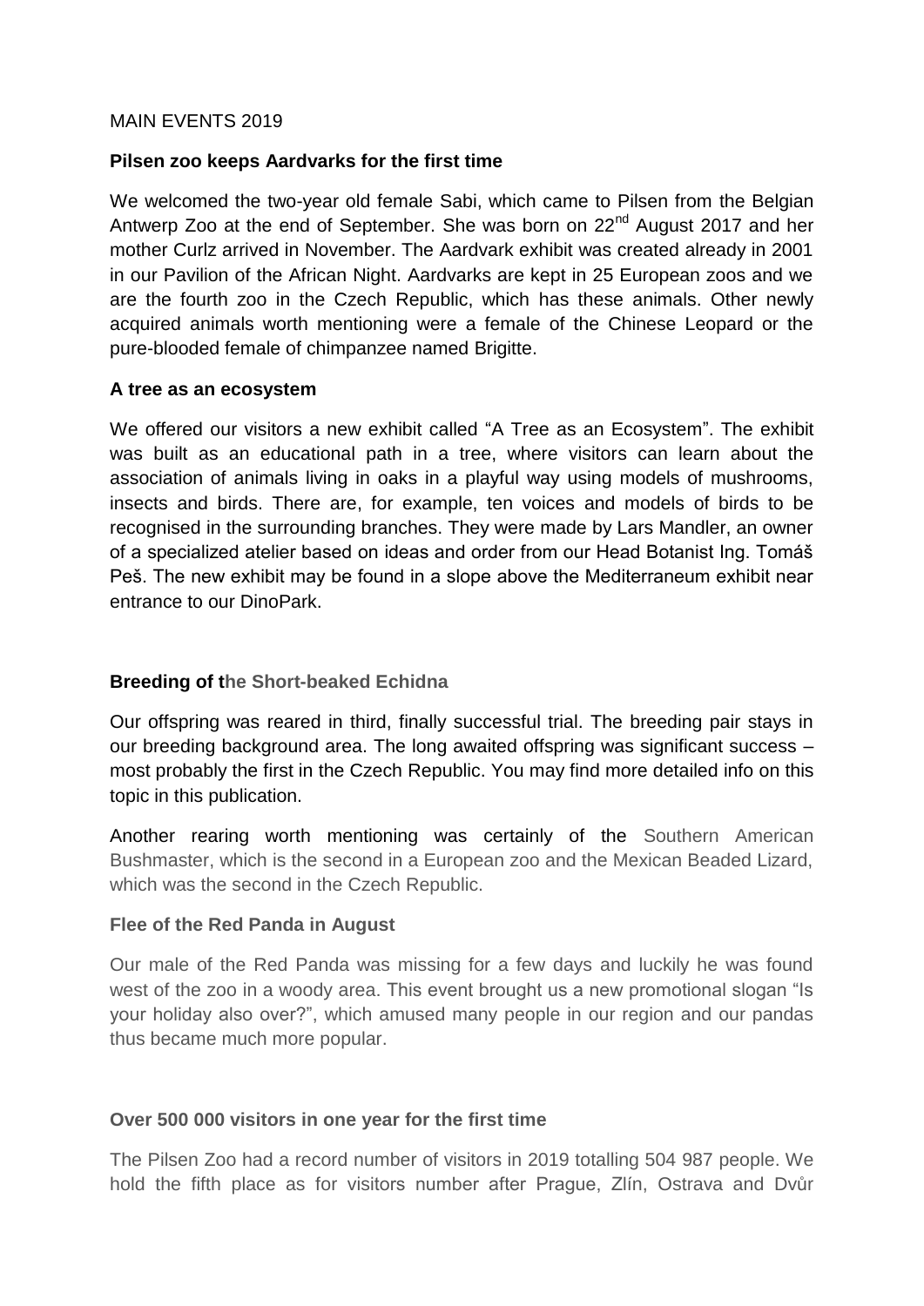MAIN EVENTS 2019

**Pilsen zoo keeps Aardvarks for the first time**

We welcomed the two-year old female Sabi, which came to Pilsen from the Belgian Antwerp Zoo at the end of September. She was born on 22nd August 2017 and her mother Curlz arrived in November. The Aardvark exhibit was created already in 2001 in our Pavilion of the African Night. Aardvarks are kept in 25 European zoos and we are the fourth zoo in the Czech Republic, which has these animals. Other newly acquired animals worth mentioning were a female of the Chinese Leopard or the pure-blooded female of chimpanzee named Brigitte.

**A tree as an ecosystem**

We offered our visitors a new exhibit called "A Tree as an Ecosystem". The exhibit was built as an educational path in a tree, where visitors can learn about the association of animals living in oaks in a playful way using models of mushrooms, insects and birds. There are, for example, ten voices and models of birds to be recognised in the surrounding branches. They were made by Lars Mandler, an owner of a specialized atelier based on ideas and order from our Head Botanist Ing. Tomáš Peš. The new exhibit may be found in a slope above the Mediterraneum exhibit near entrance to our DinoPark.

**Breeding of the Short-beaked Echidna**

Our offspring was reared in third, finally successful trial. The breeding pair stays in our breeding background area. The long awaited offspring was significant success – most probably the first in the Czech Republic. You may find more detailed info on this topic in this publication.

Another rearing worth mentioning was certainly of the Southern American Bushmaster, which is the second in a European zoo and the Mexican Beaded Lizard, which was the second in the Czech Republic.

**Flee of the Red Panda in August**

Our male of the Red Panda was missing for a few days and luckily he was found west of the zoo in a woody area. This event brought us a new promotional slogan "Is your holiday also over?", which amused many people in our region and our pandas thus became much more popular.

**Over 500 000 visitors in one year for the first time**

The Pilsen Zoo had a record number of visitors in 2019 totalling 504 987 people. We hold the fifth place as for visitors number after Prague, Zlín, Ostrava and Dvůr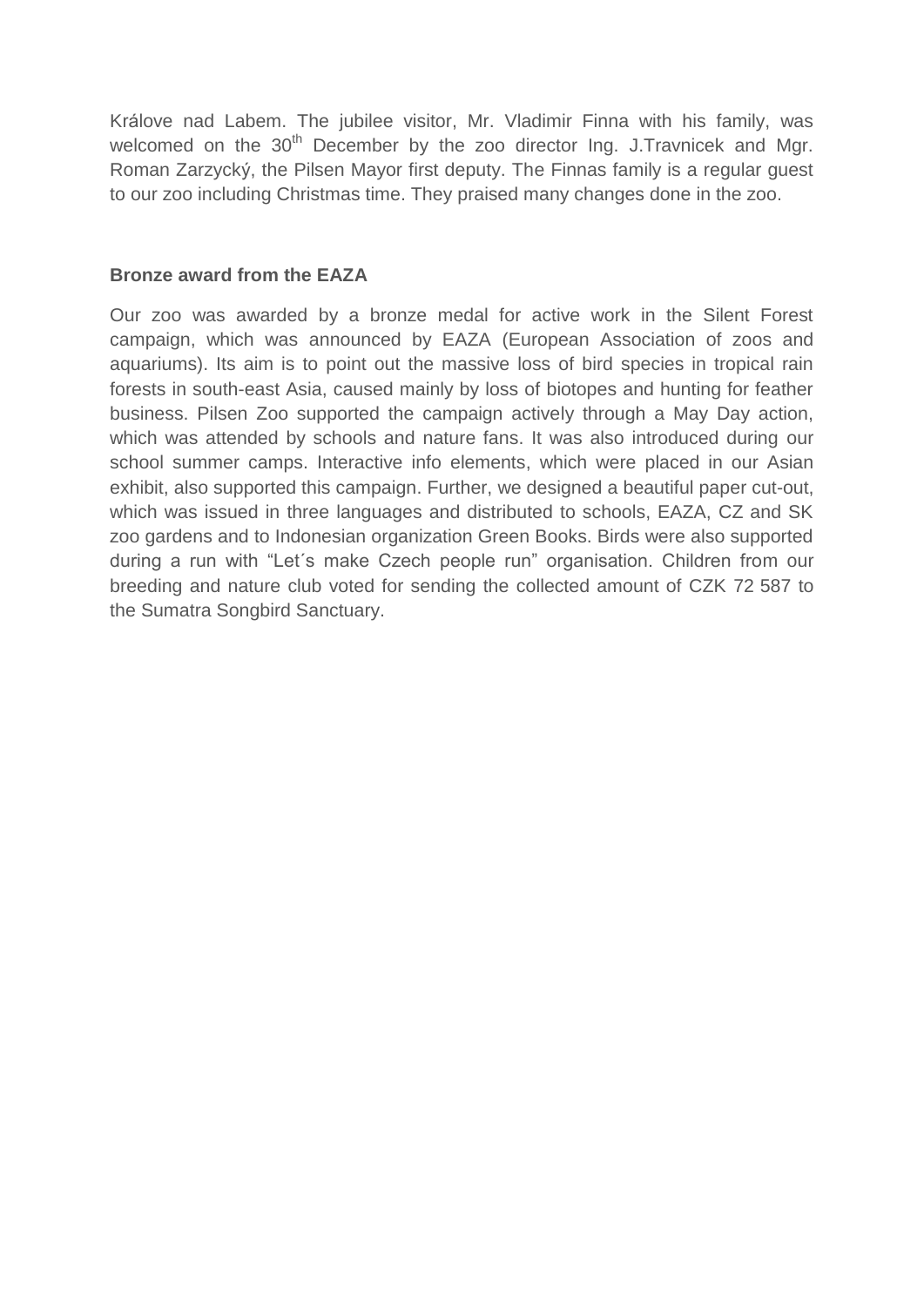Králove nad Labem. The jubilee visitor, Mr. Vladimir Finna with his family, was welcomed on the 30th December by the zoo director Ing. J.Travnicek and Mgr. Roman Zarzycký, the Pilsen Mayor first deputy. The Finnas family is a regular guest to our zoo including Christmas time. They praised many changes done in the zoo.

**Bronze award from the EAZA**

Our zoo was awarded by a bronze medal for active work in the Silent Forest campaign, which was announced by EAZA (European Association of zoos and aquariums). Its aim is to point out the massive loss of bird species in tropical rain forests in south-east Asia, caused mainly by loss of biotopes and hunting for feather business. Pilsen Zoo supported the campaign actively through a May Day action, which was attended by schools and nature fans. It was also introduced during our school summer camps. Interactive info elements, which were placed in our Asian exhibit, also supported this campaign. Further, we designed a beautiful paper cut-out, which was issued in three languages and distributed to schools, EAZA, CZ and SK zoo gardens and to Indonesian organization Green Books. Birds were also supported during a run with "Let´s make Czech people run" organisation. Children from our breeding and nature club voted for sending the collected amount of CZK 72 587 to the Sumatra Songbird Sanctuary.